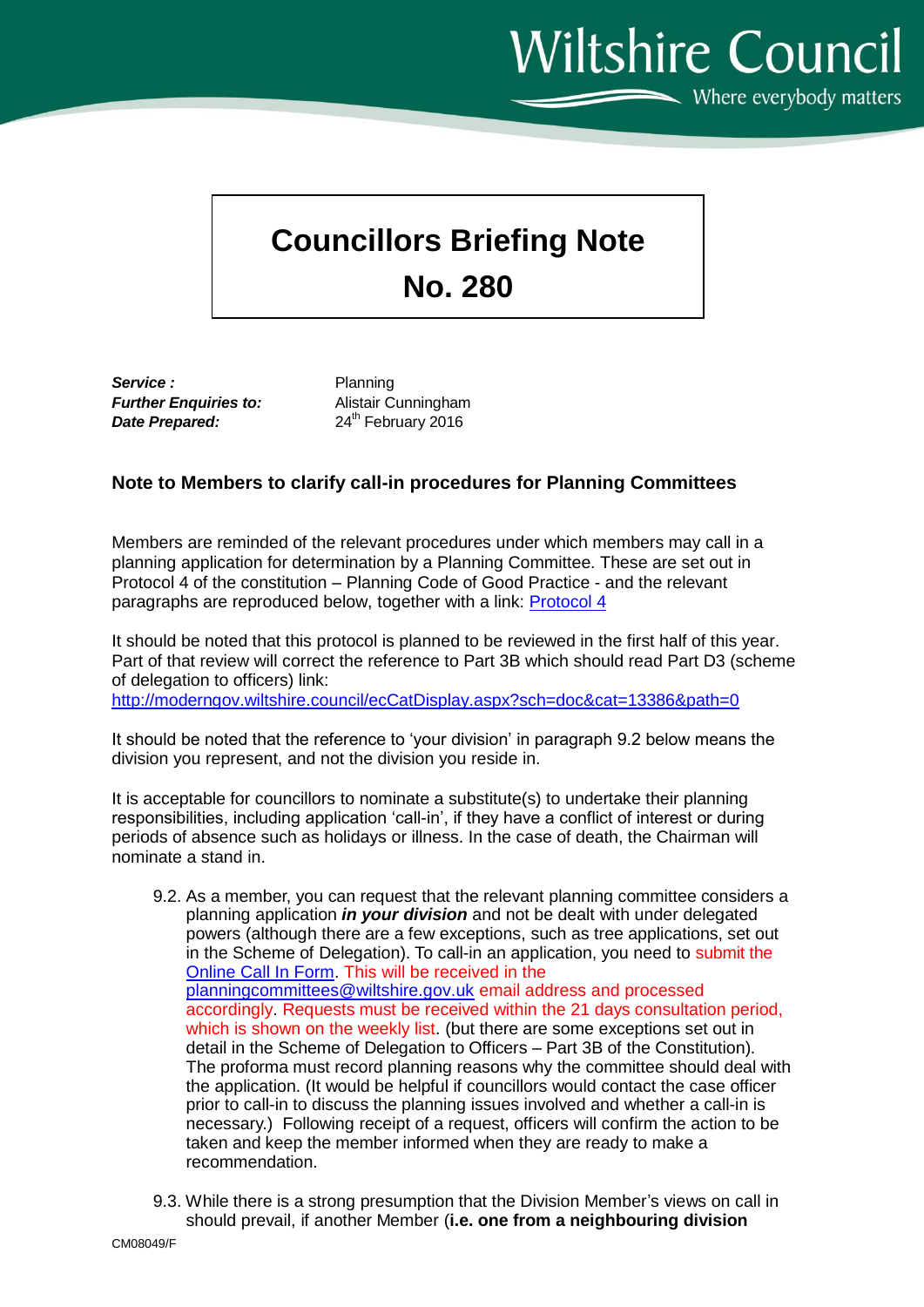Wiltshire Council
Where everybody matters

# Councillors Briefing Note
# No. 280

| | |
|---|---|
| ***Service :*** | Planning |
| ***Further Enquiries to:*** | Alistair Cunningham |
| ***Date Prepared:*** | 24th February 2016 |

## Note to Members to clarify call-in procedures for Planning Committees

Members are reminded of the relevant procedures under which members may call in a planning application for determination by a Planning Committee. These are set out in Protocol 4 of the constitution – Planning Code of Good Practice - and the relevant paragraphs are reproduced below, together with a link: Protocol 4

It should be noted that this protocol is planned to be reviewed in the first half of this year. Part of that review will correct the reference to Part 3B which should read Part D3 (scheme of delegation to officers) link:
http://moderngov.wiltshire.council/ecCatDisplay.aspx?sch=doc&cat=13386&path=0

It should be noted that the reference to 'your division' in paragraph 9.2 below means the division you represent, and not the division you reside in.

It is acceptable for councillors to nominate a substitute(s) to undertake their planning responsibilities, including application 'call-in', if they have a conflict of interest or during periods of absence such as holidays or illness. In the case of death, the Chairman will nominate a stand in.

9.2. As a member, you can request that the relevant planning committee considers a planning application ***in your division*** and not be dealt with under delegated powers (although there are a few exceptions, such as tree applications, set out in the Scheme of Delegation). To call-in an application, you need to submit the Online Call In Form. This will be received in the planningcommittees@wiltshire.gov.uk email address and processed accordingly. Requests must be received within the 21 days consultation period, which is shown on the weekly list. (but there are some exceptions set out in detail in the Scheme of Delegation to Officers – Part 3B of the Constitution). The proforma must record planning reasons why the committee should deal with the application. (It would be helpful if councillors would contact the case officer prior to call-in to discuss the planning issues involved and whether a call-in is necessary.) Following receipt of a request, officers will confirm the action to be taken and keep the member informed when they are ready to make a recommendation.

9.3. While there is a strong presumption that the Division Member's views on call in should prevail, if another Member (**i.e. one from a neighbouring division**

CM08049/F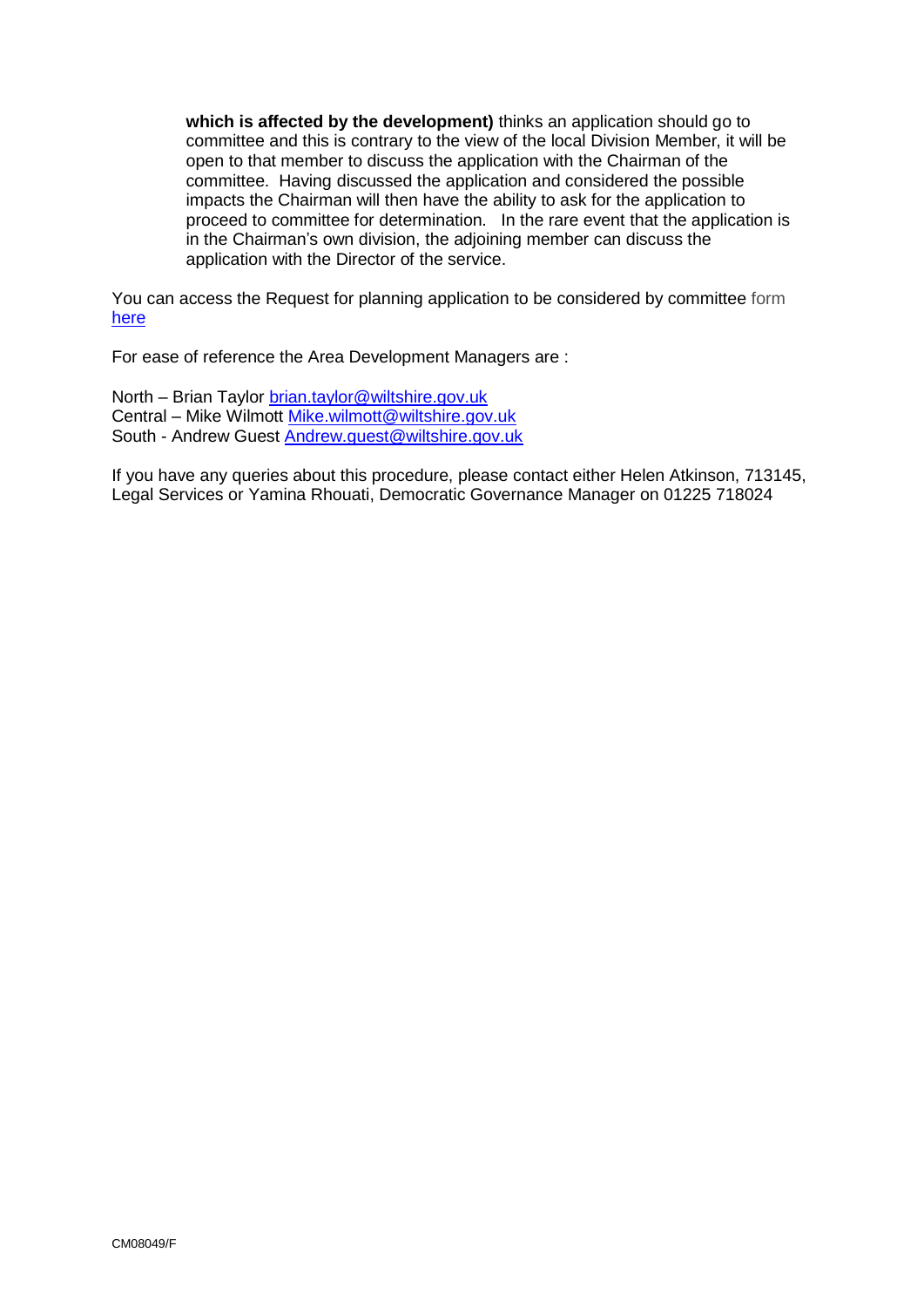**which is affected by the development)** thinks an application should go to committee and this is contrary to the view of the local Division Member, it will be open to that member to discuss the application with the Chairman of the committee. Having discussed the application and considered the possible impacts the Chairman will then have the ability to ask for the application to proceed to committee for determination. In the rare event that the application is in the Chairman's own division, the adjoining member can discuss the application with the Director of the service.

You can access the Request for planning application to be considered by committee form [here]

For ease of reference the Area Development Managers are :

North – Brian Taylor brian.taylor@wiltshire.gov.uk
Central – Mike Wilmott Mike.wilmott@wiltshire.gov.uk
South - Andrew Guest Andrew.guest@wiltshire.gov.uk

If you have any queries about this procedure, please contact either Helen Atkinson, 713145, Legal Services or Yamina Rhouati, Democratic Governance Manager on 01225 718024

CM08049/F